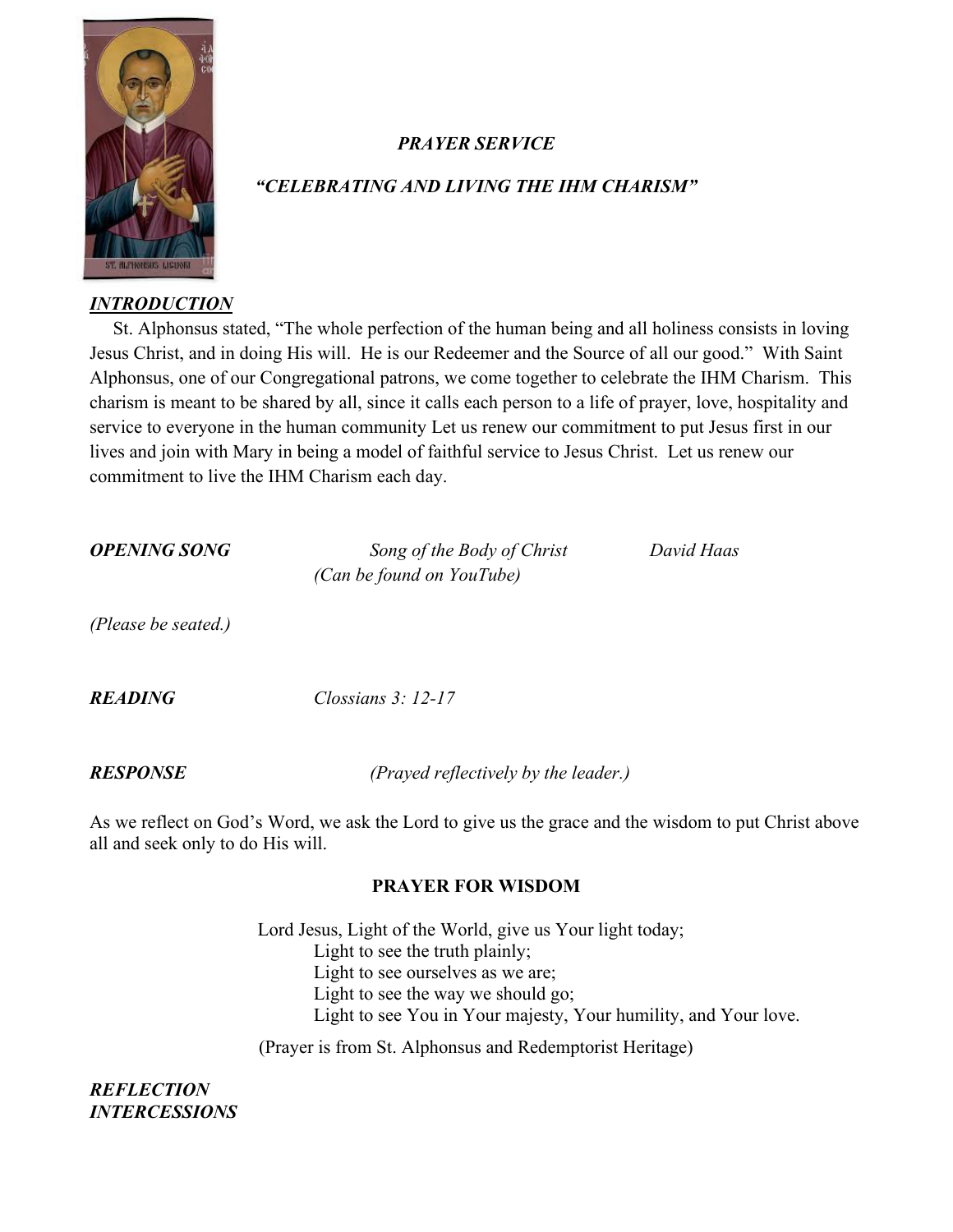*PRAYER SERVICE*

*"CELEBRATING AND LIVING THE IHM CHARISM"*

***INTRODUCTION***

St. Alphonsus stated, "The whole perfection of the human being and all holiness consists in loving Jesus Christ, and in doing His will. He is our Redeemer and the Source of all our good." With Saint Alphonsus, one of our Congregational patrons, we come together to celebrate the IHM Charism. This charism is meant to be shared by all, since it calls each person to a life of prayer, love, hospitality and service to everyone in the human community Let us renew our commitment to put Jesus first in our lives and join with Mary in being a model of faithful service to Jesus Christ. Let us renew our commitment to live the IHM Charism each day.

***OPENING SONG*** *Song of the Body of Christ* *David Haas*
*(Can be found on YouTube)*

*(Please be seated.)*

***READING*** *Clossians 3: 12-17*

***RESPONSE*** *(Prayed reflectively by the leader.)*

As we reflect on God's Word, we ask the Lord to give us the grace and the wisdom to put Christ above all and seek only to do His will.

**PRAYER FOR WISDOM**

Lord Jesus, Light of the World, give us Your light today;
Light to see the truth plainly;
Light to see ourselves as we are;
Light to see the way we should go;
Light to see You in Your majesty, Your humility, and Your love.

(Prayer is from St. Alphonsus and Redemptorist Heritage)

***REFLECTION***

***INTERCESSIONS***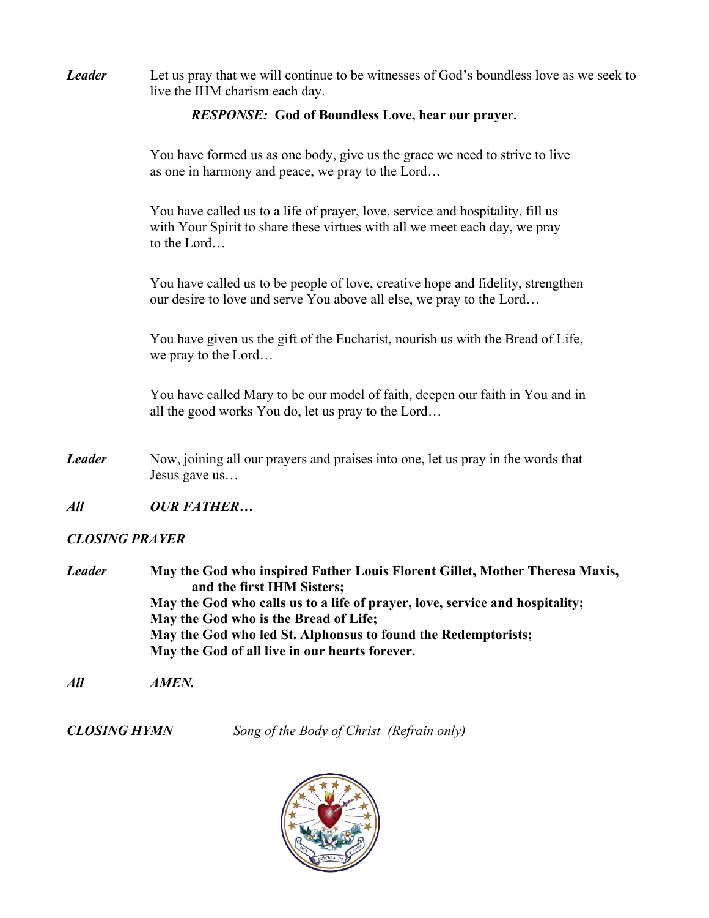***Leader*** Let us pray that we will continue to be witnesses of God's boundless love as we seek to live the IHM charism each day.

***RESPONSE:* God of Boundless Love, hear our prayer.**

You have formed us as one body, give us the grace we need to strive to live as one in harmony and peace, we pray to the Lord…

You have called us to a life of prayer, love, service and hospitality, fill us with Your Spirit to share these virtues with all we meet each day, we pray to the Lord…

You have called us to be people of love, creative hope and fidelity, strengthen our desire to love and serve You above all else, we pray to the Lord…

You have given us the gift of the Eucharist, nourish us with the Bread of Life, we pray to the Lord…

You have called Mary to be our model of faith, deepen our faith in You and in all the good works You do, let us pray to the Lord…

***Leader*** Now, joining all our prayers and praises into one, let us pray in the words that Jesus gave us…

***All*** ***OUR FATHER…***

***CLOSING PRAYER***

***Leader*** **May the God who inspired Father Louis Florent Gillet, Mother Theresa Maxis, and the first IHM Sisters;**
**May the God who calls us to a life of prayer, love, service and hospitality;**
**May the God who is the Bread of Life;**
**May the God who led St. Alphonsus to found the Redemptorists;**
**May the God of all live in our hearts forever.**

***All*** ***AMEN.***

***CLOSING HYMN*** *Song of the Body of Christ (Refrain only)*